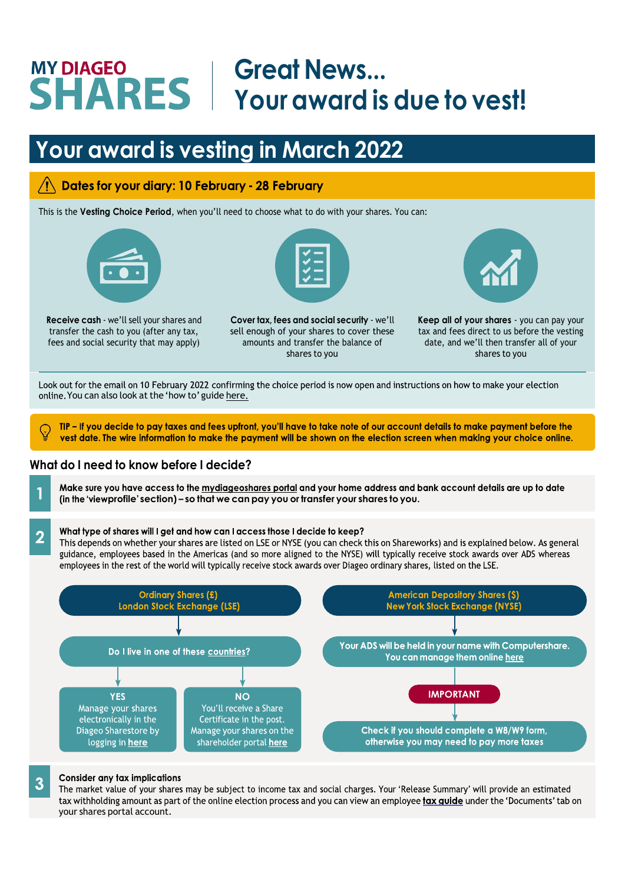# MY DIAGEO SHARES

# Great News... Your award is due to vest!

## Your award is vesting in March 2022

### ⚠ Dates for your diary: 10 February - 28 February

This is the **Vesting Choice Period**, when you'll need to choose what to do with your shares. You can:

**Receive cash** - we'll sell your shares and transfer the cash to you (after any tax, fees and social security that may apply)

**Cover tax, fees and social security** - we'll sell enough of your shares to cover these amounts and transfer the balance of shares to you

**Keep all of your shares** - you can pay your tax and fees direct to us before the vesting date, and we'll then transfer all of your shares to you

Look out for the email on 10 February 2022 confirming the choice period is now open and instructions on how to make your election online. You can also look at the 'how to' guide here.

**TIP – If you decide to pay taxes and fees upfront, you'll have to take note of our account details to make payment before the vest date. The wire information to make the payment will be shown on the election screen when making your choice online.**

## What do I need to know before I decide?

**1** **Make sure you have access to the mydiageoshares portal and your home address and bank account details are up to date (in the 'viewprofile' section) – so that we can pay you or transfer your shares to you.**

**2** **What type of shares will I get and how can I access those I decide to keep?**
This depends on whether your shares are listed on LSE or NYSE (you can check this on Shareworks) and is explained below. As general guidance, employees based in the Americas (and so more aligned to the NYSE) will typically receive stock awards over ADS whereas employees in the rest of the world will typically receive stock awards over Diageo ordinary shares, listed on the LSE.

**Ordinary Shares (£) London Stock Exchange (LSE)**

- Do I live in one of these countries?
  - **YES** – Manage your shares electronically in the Diageo Sharestore by logging in here
  - **NO** – You'll receive a Share Certificate in the post. Manage your shares on the shareholder portal here

**American Depository Shares ($) New York Stock Exchange (NYSE)**

- Your ADS will be held in your name with Computershare. You can manage them online here
- **IMPORTANT**
- Check if you should complete a W8/W9 form, otherwise you may need to pay more taxes

**3** **Consider any tax implications**
The market value of your shares may be subject to income tax and social charges. Your 'Release Summary' will provide an estimated tax withholding amount as part of the online election process and you can view an employee tax guide under the 'Documents' tab on your shares portal account.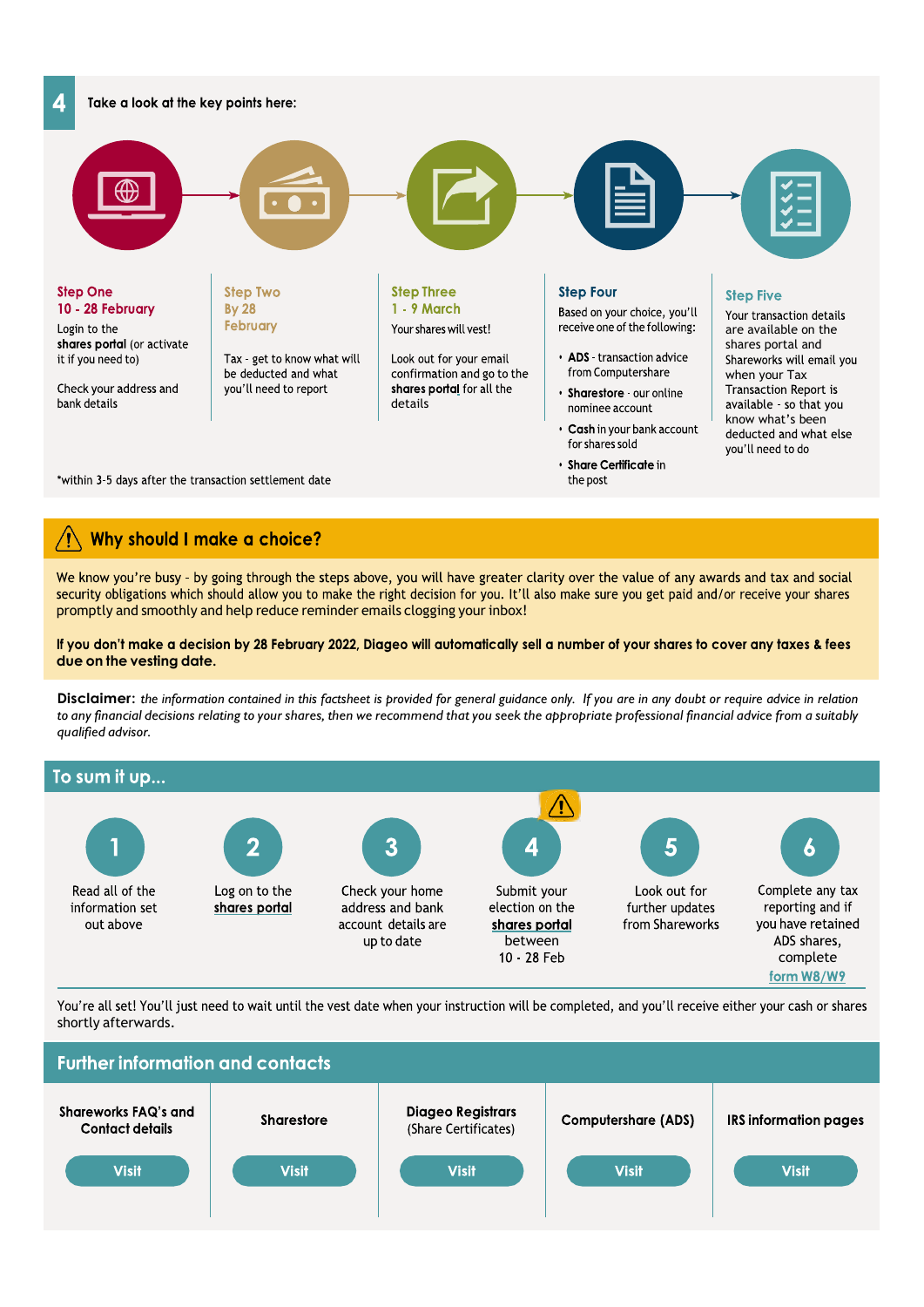## 4 Take a look at the key points here:

### Step One
**10 - 28 February**

Login to the **shares portal** (or activate it if you need to)

Check your address and bank details

### Step Two
**By 28 February**

Tax - get to know what will be deducted and what you'll need to report

### Step Three
**1 - 9 March**

Your shares will vest!

Look out for your email confirmation and go to the **shares portal** for all the details

### Step Four
Based on your choice, you'll receive one of the following:

- **ADS** - transaction advice from Computershare
- **Sharestore** - our online nominee account
- **Cash** in your bank account for shares sold
- **Share Certificate** in the post

### Step Five
Your transaction details are available on the shares portal and Shareworks will email you when your Tax Transaction Report is available - so that you know what's been deducted and what else you'll need to do

*within 3-5 days after the transaction settlement date

## ⚠ Why should I make a choice?

We know you're busy - by going through the steps above, you will have greater clarity over the value of any awards and tax and social security obligations which should allow you to make the right decision for you. It'll also make sure you get paid and/or receive your shares promptly and smoothly and help reduce reminder emails clogging your inbox!

**If you don't make a decision by 28 February 2022, Diageo will automatically sell a number of your shares to cover any taxes & fees due on the vesting date.**

**Disclaimer:** *the information contained in this factsheet is provided for general guidance only. If you are in any doubt or require advice in relation to any financial decisions relating to your shares, then we recommend that you seek the appropriate professional financial advice from a suitably qualified advisor.*

## To sum it up...

1. Read all of the information set out above
2. Log on to the **shares portal**
3. Check your home address and bank account details are up to date
4. ⚠ Submit your election on the **shares portal** between 10 - 28 Feb
5. Look out for further updates from Shareworks
6. Complete any tax reporting and if you have retained ADS shares, complete form W8/W9

You're all set! You'll just need to wait until the vest date when your instruction will be completed, and you'll receive either your cash or shares shortly afterwards.

## Further information and contacts

| Shareworks FAQ's and Contact details | Sharestore | Diageo Registrars (Share Certificates) | Computershare (ADS) | IRS information pages |
|---|---|---|---|---|
| Visit | Visit | Visit | Visit | Visit |